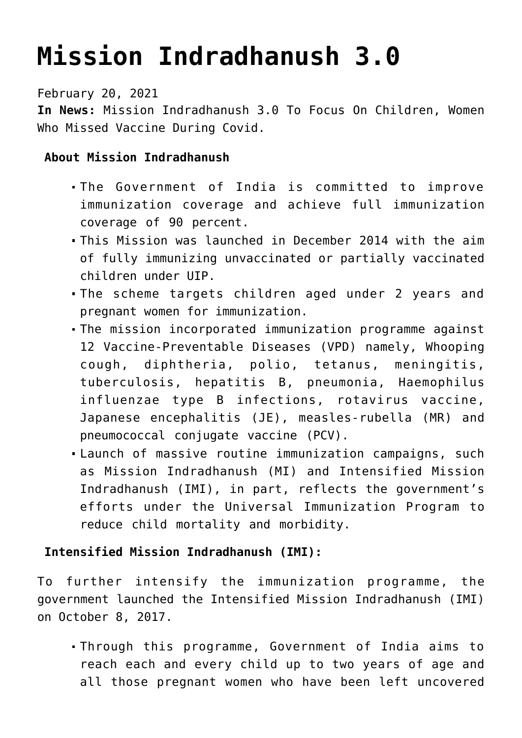# Mission Indradhanush 3.0

February 20, 2021

**In News:** Mission Indradhanush 3.0 To Focus On Children, Women Who Missed Vaccine During Covid.

**About Mission Indradhanush**

- The Government of India is committed to improve immunization coverage and achieve full immunization coverage of 90 percent.
- This Mission was launched in December 2014 with the aim of fully immunizing unvaccinated or partially vaccinated children under UIP.
- The scheme targets children aged under 2 years and pregnant women for immunization.
- The mission incorporated immunization programme against 12 Vaccine-Preventable Diseases (VPD) namely, Whooping cough, diphtheria, polio, tetanus, meningitis, tuberculosis, hepatitis B, pneumonia, Haemophilus influenzae type B infections, rotavirus vaccine, Japanese encephalitis (JE), measles-rubella (MR) and pneumococcal conjugate vaccine (PCV).
- Launch of massive routine immunization campaigns, such as Mission Indradhanush (MI) and Intensified Mission Indradhanush (IMI), in part, reflects the government's efforts under the Universal Immunization Program to reduce child mortality and morbidity.

**Intensified Mission Indradhanush (IMI):**

To further intensify the immunization programme, the government launched the Intensified Mission Indradhanush (IMI) on October 8, 2017.

- Through this programme, Government of India aims to reach each and every child up to two years of age and all those pregnant women who have been left uncovered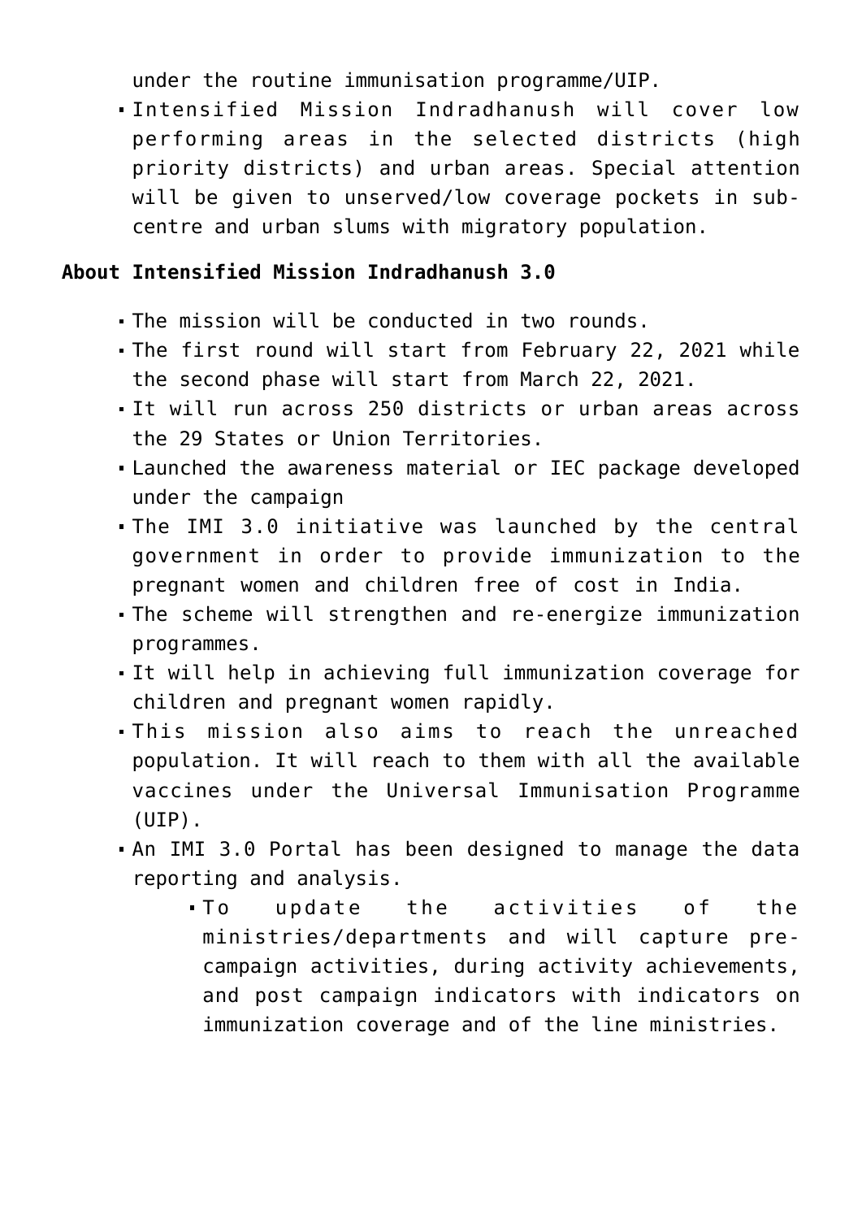under the routine immunisation programme/UIP.

- Intensified Mission Indradhanush will cover low performing areas in the selected districts (high priority districts) and urban areas. Special attention will be given to unserved/low coverage pockets in sub-centre and urban slums with migratory population.

**About Intensified Mission Indradhanush 3.0**

- The mission will be conducted in two rounds.
- The first round will start from February 22, 2021 while the second phase will start from March 22, 2021.
- It will run across 250 districts or urban areas across the 29 States or Union Territories.
- Launched the awareness material or IEC package developed under the campaign
- The IMI 3.0 initiative was launched by the central government in order to provide immunization to the pregnant women and children free of cost in India.
- The scheme will strengthen and re-energize immunization programmes.
- It will help in achieving full immunization coverage for children and pregnant women rapidly.
- This mission also aims to reach the unreached population. It will reach to them with all the available vaccines under the Universal Immunisation Programme (UIP).
- An IMI 3.0 Portal has been designed to manage the data reporting and analysis.
    - To update the activities of the ministries/departments and will capture pre-campaign activities, during activity achievements, and post campaign indicators with indicators on immunization coverage and of the line ministries.